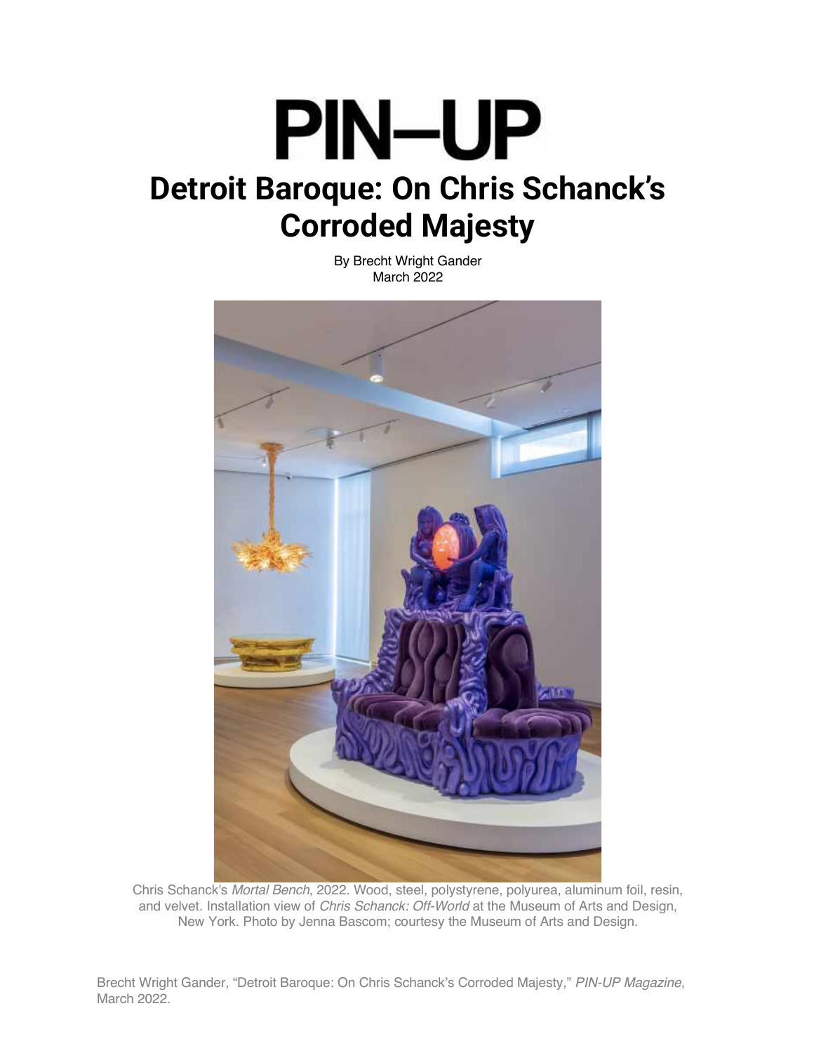# PIN–UP

# Detroit Baroque: On Chris Schanck's Corroded Majesty

By Brecht Wright Gander
March 2022

Chris Schanck's *Mortal Bench*, 2022. Wood, steel, polystyrene, polyurea, aluminum foil, resin, and velvet. Installation view of *Chris Schanck: Off-World* at the Museum of Arts and Design, New York. Photo by Jenna Bascom; courtesy the Museum of Arts and Design.

Brecht Wright Gander, "Detroit Baroque: On Chris Schanck's Corroded Majesty," *PIN-UP Magazine*, March 2022.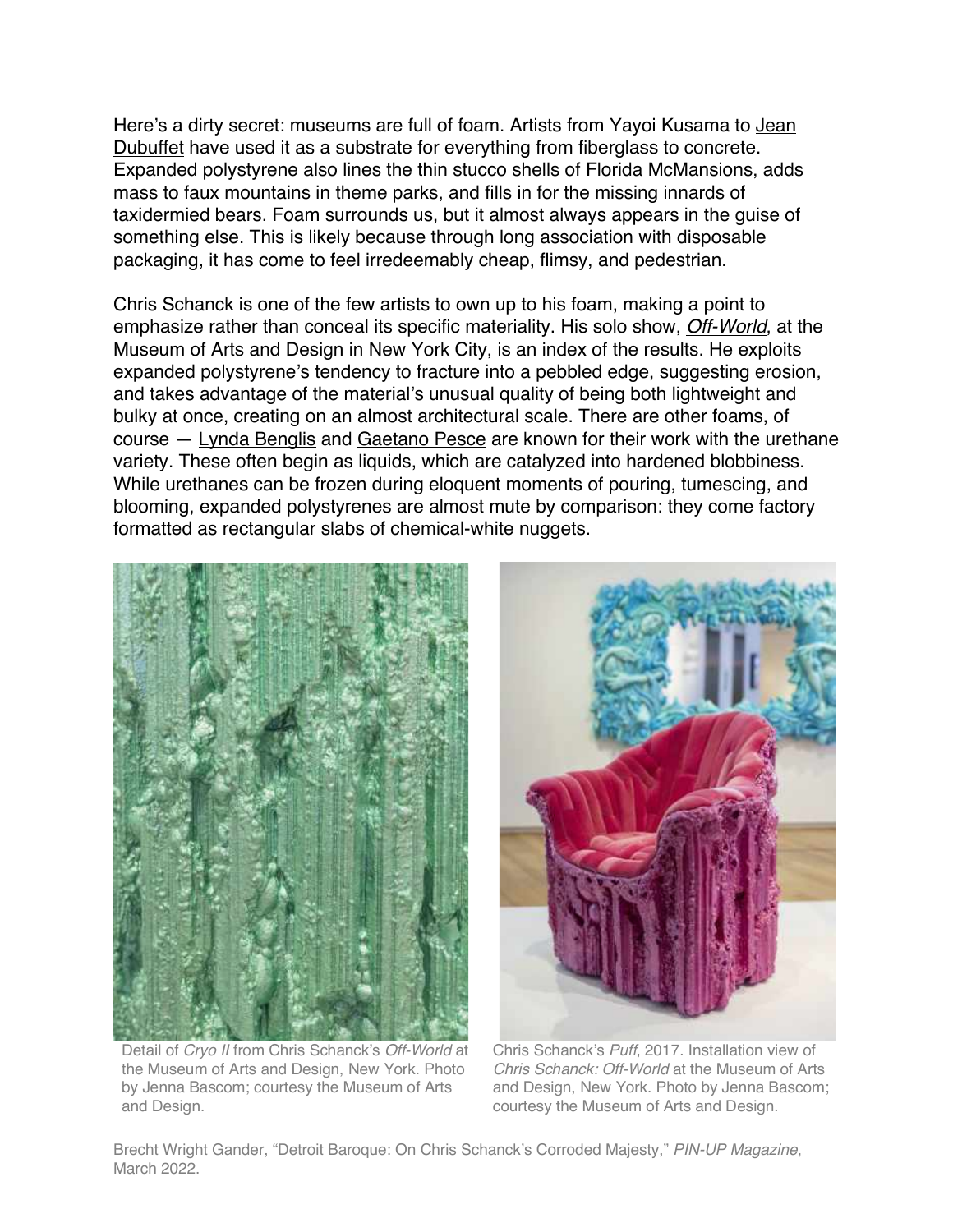Here's a dirty secret: museums are full of foam. Artists from Yayoi Kusama to Jean Dubuffet have used it as a substrate for everything from fiberglass to concrete. Expanded polystyrene also lines the thin stucco shells of Florida McMansions, adds mass to faux mountains in theme parks, and fills in for the missing innards of taxidermied bears. Foam surrounds us, but it almost always appears in the guise of something else. This is likely because through long association with disposable packaging, it has come to feel irredeemably cheap, flimsy, and pedestrian.

Chris Schanck is one of the few artists to own up to his foam, making a point to emphasize rather than conceal its specific materiality. His solo show, *Off-World*, at the Museum of Arts and Design in New York City, is an index of the results. He exploits expanded polystyrene's tendency to fracture into a pebbled edge, suggesting erosion, and takes advantage of the material's unusual quality of being both lightweight and bulky at once, creating on an almost architectural scale. There are other foams, of course — Lynda Benglis and Gaetano Pesce are known for their work with the urethane variety. These often begin as liquids, which are catalyzed into hardened blobbiness. While urethanes can be frozen during eloquent moments of pouring, tumescing, and blooming, expanded polystyrenes are almost mute by comparison: they come factory formatted as rectangular slabs of chemical-white nuggets.

Detail of *Cryo II* from Chris Schanck's *Off-World* at the Museum of Arts and Design, New York. Photo by Jenna Bascom; courtesy the Museum of Arts and Design.

Chris Schanck's *Puff*, 2017. Installation view of *Chris Schanck: Off-World* at the Museum of Arts and Design, New York. Photo by Jenna Bascom; courtesy the Museum of Arts and Design.

Brecht Wright Gander, "Detroit Baroque: On Chris Schanck's Corroded Majesty," *PIN-UP Magazine*, March 2022.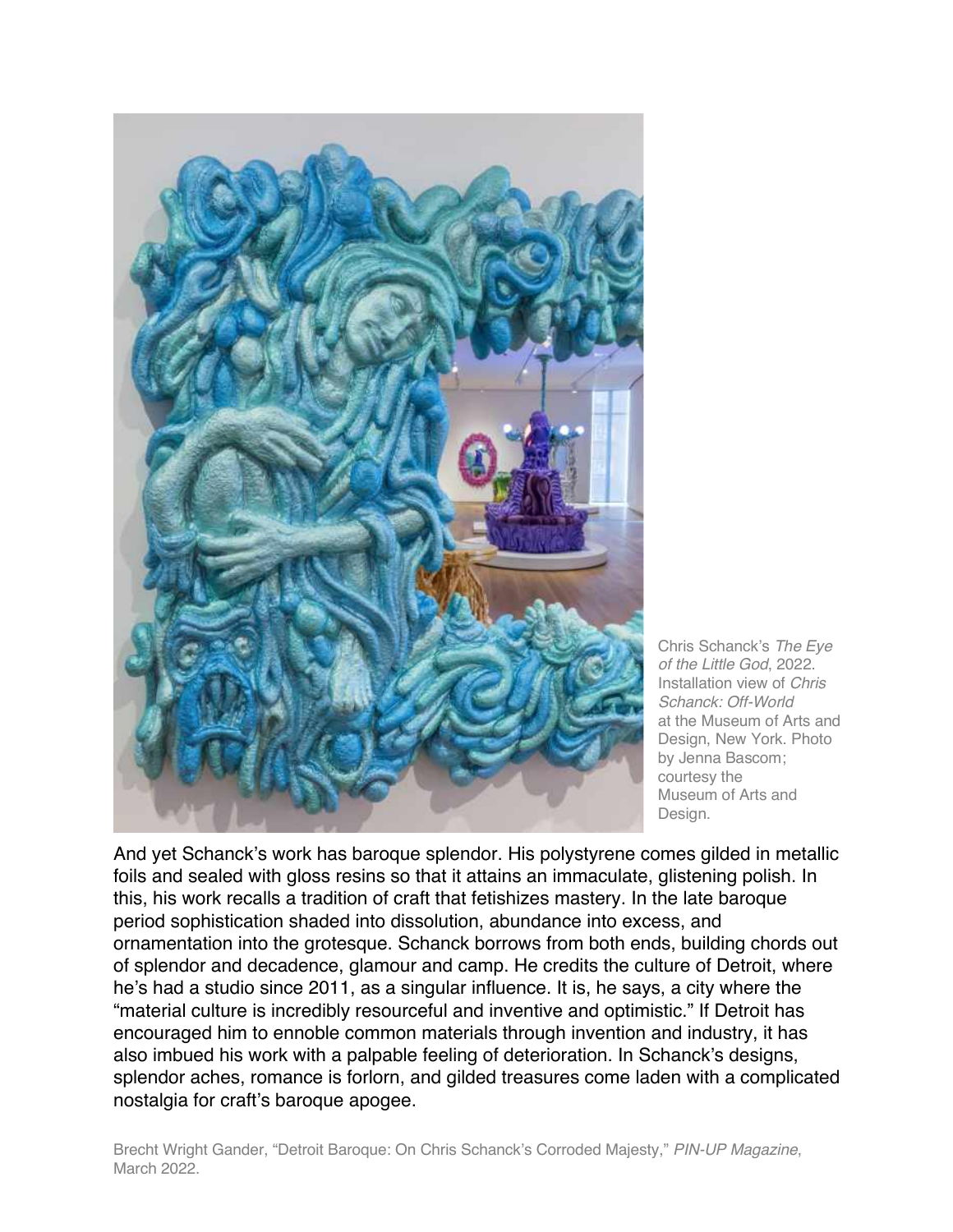Chris Schanck's *The Eye of the Little God*, 2022. Installation view of *Chris Schanck: Off-World* at the Museum of Arts and Design, New York. Photo by Jenna Bascom; courtesy the Museum of Arts and Design.

And yet Schanck's work has baroque splendor. His polystyrene comes gilded in metallic foils and sealed with gloss resins so that it attains an immaculate, glistening polish. In this, his work recalls a tradition of craft that fetishizes mastery. In the late baroque period sophistication shaded into dissolution, abundance into excess, and ornamentation into the grotesque. Schanck borrows from both ends, building chords out of splendor and decadence, glamour and camp. He credits the culture of Detroit, where he's had a studio since 2011, as a singular influence. It is, he says, a city where the "material culture is incredibly resourceful and inventive and optimistic." If Detroit has encouraged him to ennoble common materials through invention and industry, it has also imbued his work with a palpable feeling of deterioration. In Schanck's designs, splendor aches, romance is forlorn, and gilded treasures come laden with a complicated nostalgia for craft's baroque apogee.

Brecht Wright Gander, "Detroit Baroque: On Chris Schanck's Corroded Majesty," *PIN-UP Magazine*, March 2022.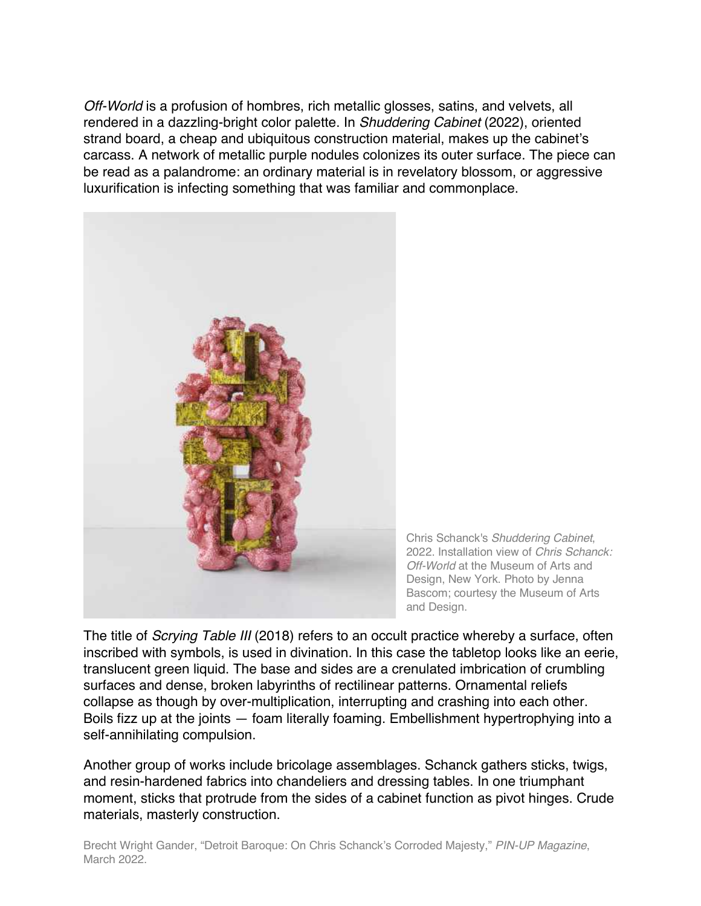*Off-World* is a profusion of hombres, rich metallic glosses, satins, and velvets, all rendered in a dazzling-bright color palette. In *Shuddering Cabinet* (2022), oriented strand board, a cheap and ubiquitous construction material, makes up the cabinet's carcass. A network of metallic purple nodules colonizes its outer surface. The piece can be read as a palandrome: an ordinary material is in revelatory blossom, or aggressive luxurification is infecting something that was familiar and commonplace.

Chris Schanck's *Shuddering Cabinet*, 2022. Installation view of *Chris Schanck: Off-World* at the Museum of Arts and Design, New York. Photo by Jenna Bascom; courtesy the Museum of Arts and Design.

The title of *Scrying Table III* (2018) refers to an occult practice whereby a surface, often inscribed with symbols, is used in divination. In this case the tabletop looks like an eerie, translucent green liquid. The base and sides are a crenulated imbrication of crumbling surfaces and dense, broken labyrinths of rectilinear patterns. Ornamental reliefs collapse as though by over-multiplication, interrupting and crashing into each other. Boils fizz up at the joints — foam literally foaming. Embellishment hypertrophying into a self-annihilating compulsion.

Another group of works include bricolage assemblages. Schanck gathers sticks, twigs, and resin-hardened fabrics into chandeliers and dressing tables. In one triumphant moment, sticks that protrude from the sides of a cabinet function as pivot hinges. Crude materials, masterly construction.

Brecht Wright Gander, "Detroit Baroque: On Chris Schanck's Corroded Majesty," *PIN-UP Magazine*, March 2022.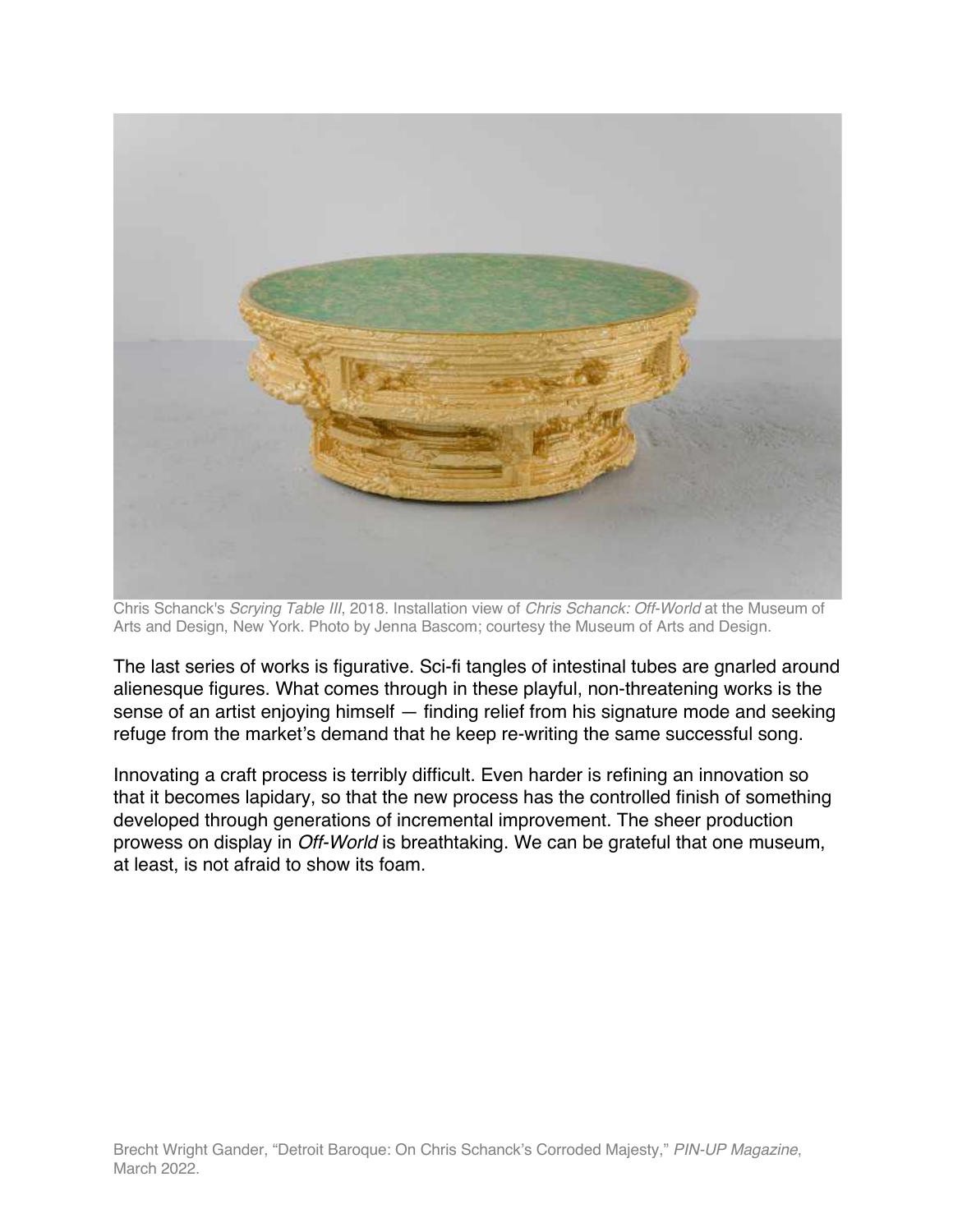Chris Schanck's *Scrying Table III*, 2018. Installation view of *Chris Schanck: Off-World* at the Museum of Arts and Design, New York. Photo by Jenna Bascom; courtesy the Museum of Arts and Design.

The last series of works is figurative. Sci-fi tangles of intestinal tubes are gnarled around alienesque figures. What comes through in these playful, non-threatening works is the sense of an artist enjoying himself — finding relief from his signature mode and seeking refuge from the market's demand that he keep re-writing the same successful song.

Innovating a craft process is terribly difficult. Even harder is refining an innovation so that it becomes lapidary, so that the new process has the controlled finish of something developed through generations of incremental improvement. The sheer production prowess on display in *Off-World* is breathtaking. We can be grateful that one museum, at least, is not afraid to show its foam.

Brecht Wright Gander, "Detroit Baroque: On Chris Schanck's Corroded Majesty," *PIN-UP Magazine*, March 2022.